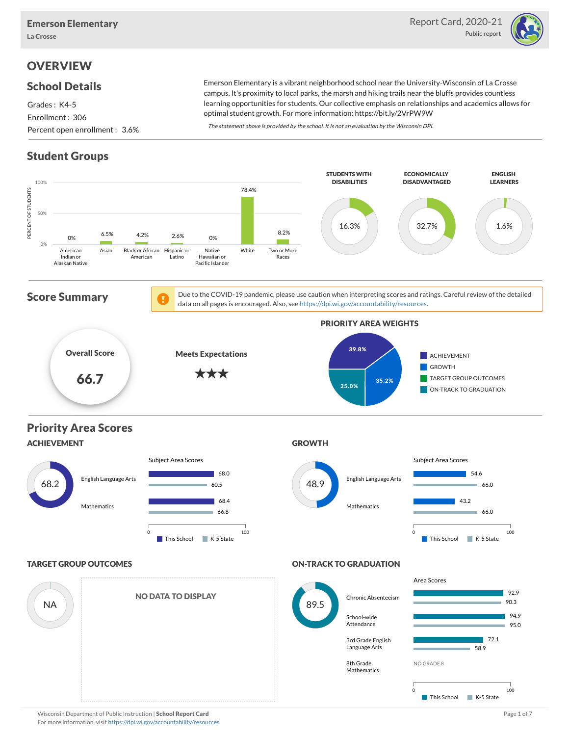# Emerson Elementary

La Crosse

Report Card, 2020-21
Public report

## OVERVIEW

### School Details

Grades : K4-5
Enrollment : 306
Percent open enrollment : 3.6%

Emerson Elementary is a vibrant neighborhood school near the University-Wisconsin of La Crosse campus. It's proximity to local parks, the marsh and hiking trails near the bluffs provides countless learning opportunities for students. Our collective emphasis on relationships and academics allows for optimal student growth. For more information: https://bit.ly/2VrPW9W

*The statement above is provided by the school. It is not an evaluation by the Wisconsin DPI.*

### Student Groups

| Group | Percent of Students |
|---|---|
| American Indian or Alaskan Native | 0% |
| Asian | 6.5% |
| Black or African American | 4.2% |
| Hispanic or Latino | 2.6% |
| Native Hawaiian or Pacific Islander | 0% |
| White | 78.4% |
| Two or More Races | 8.2% |

| Students with Disabilities | Economically Disadvantaged | English Learners |
|---|---|---|
| 16.3% | 32.7% | 1.6% |

### Score Summary

Due to the COVID-19 pandemic, please use caution when interpreting scores and ratings. Careful review of the detailed data on all pages is encouraged. Also, see https://dpi.wi.gov/accountability/resources.

**Overall Score:** 66.7

**Meets Expectations** ★★★

**PRIORITY AREA WEIGHTS**

| Priority Area | Weight |
|---|---|
| Achievement | 39.8% |
| Growth | 35.2% |
| Target Group Outcomes | |
| On-Track to Graduation | 25.0% |

### Priority Area Scores

#### ACHIEVEMENT

Score: 68.2

| Subject Area Scores | This School | K-5 State |
|---|---|---|
| English Language Arts | 68.0 | 60.5 |
| Mathematics | 68.4 | 66.8 |

#### GROWTH

Score: 48.9

| Subject Area Scores | This School | K-5 State |
|---|---|---|
| English Language Arts | 54.6 | 66.0 |
| Mathematics | 43.2 | 66.0 |

#### TARGET GROUP OUTCOMES

Score: NA

NO DATA TO DISPLAY

#### ON-TRACK TO GRADUATION

Score: 89.5

| Area Scores | This School | K-5 State |
|---|---|---|
| Chronic Absenteeism | 92.9 | 90.3 |
| School-wide Attendance | 94.9 | 95.0 |
| 3rd Grade English Language Arts | 72.1 | 58.9 |
| 8th Grade Mathematics | NO GRADE 8 | |

Wisconsin Department of Public Instruction | **School Report Card**
For more information, visit https://dpi.wi.gov/accountability/resources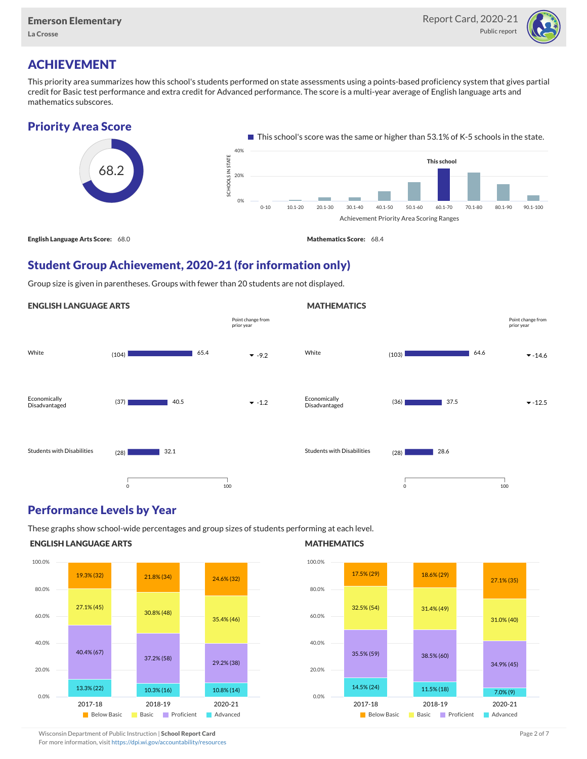Emerson Elementary
La Crosse

Report Card, 2020-21
Public report

# ACHIEVEMENT

This priority area summarizes how this school's students performed on state assessments using a points-based proficiency system that gives partial credit for Basic test performance and extra credit for Advanced performance. The score is a multi-year average of English language arts and mathematics subscores.

## Priority Area Score

68.2

This school's score was the same or higher than 53.1% of K-5 schools in the state.

Achievement Priority Area Scoring Ranges: 0-10, 10.1-20, 20.1-30, 30.1-40, 40.1-50, 50.1-60, 60.1-70 (This school), 70.1-80, 80.1-90, 90.1-100

**English Language Arts Score:** 68.0

**Mathematics Score:** 68.4

## Student Group Achievement, 2020-21 (for information only)

Group size is given in parentheses. Groups with fewer than 20 students are not displayed.

### ENGLISH LANGUAGE ARTS

| Group | Size | Score | Point change from prior year |
|---|---|---|---|
| White | (104) | 65.4 | -9.2 |
| Economically Disadvantaged | (37) | 40.5 | -1.2 |
| Students with Disabilities | (28) | 32.1 | |

### MATHEMATICS

| Group | Size | Score | Point change from prior year |
|---|---|---|---|
| White | (103) | 64.6 | -14.6 |
| Economically Disadvantaged | (36) | 37.5 | -12.5 |
| Students with Disabilities | (28) | 28.6 | |

## Performance Levels by Year

These graphs show school-wide percentages and group sizes of students performing at each level.

### ENGLISH LANGUAGE ARTS

| Year | Below Basic | Basic | Proficient | Advanced |
|---|---|---|---|---|
| 2017-18 | 19.3% (32) | 27.1% (45) | 40.4% (67) | 13.3% (22) |
| 2018-19 | 21.8% (34) | 30.8% (48) | 37.2% (58) | 10.3% (16) |
| 2020-21 | 24.6% (32) | 35.4% (46) | 29.2% (38) | 10.8% (14) |

### MATHEMATICS

| Year | Below Basic | Basic | Proficient | Advanced |
|---|---|---|---|---|
| 2017-18 | 17.5% (29) | 32.5% (54) | 35.5% (59) | 14.5% (24) |
| 2018-19 | 18.6% (29) | 31.4% (49) | 38.5% (60) | 11.5% (18) |
| 2020-21 | 27.1% (35) | 31.0% (40) | 34.9% (45) | 7.0% (9) |

Wisconsin Department of Public Instruction | **School Report Card**
For more information, visit https://dpi.wi.gov/accountability/resources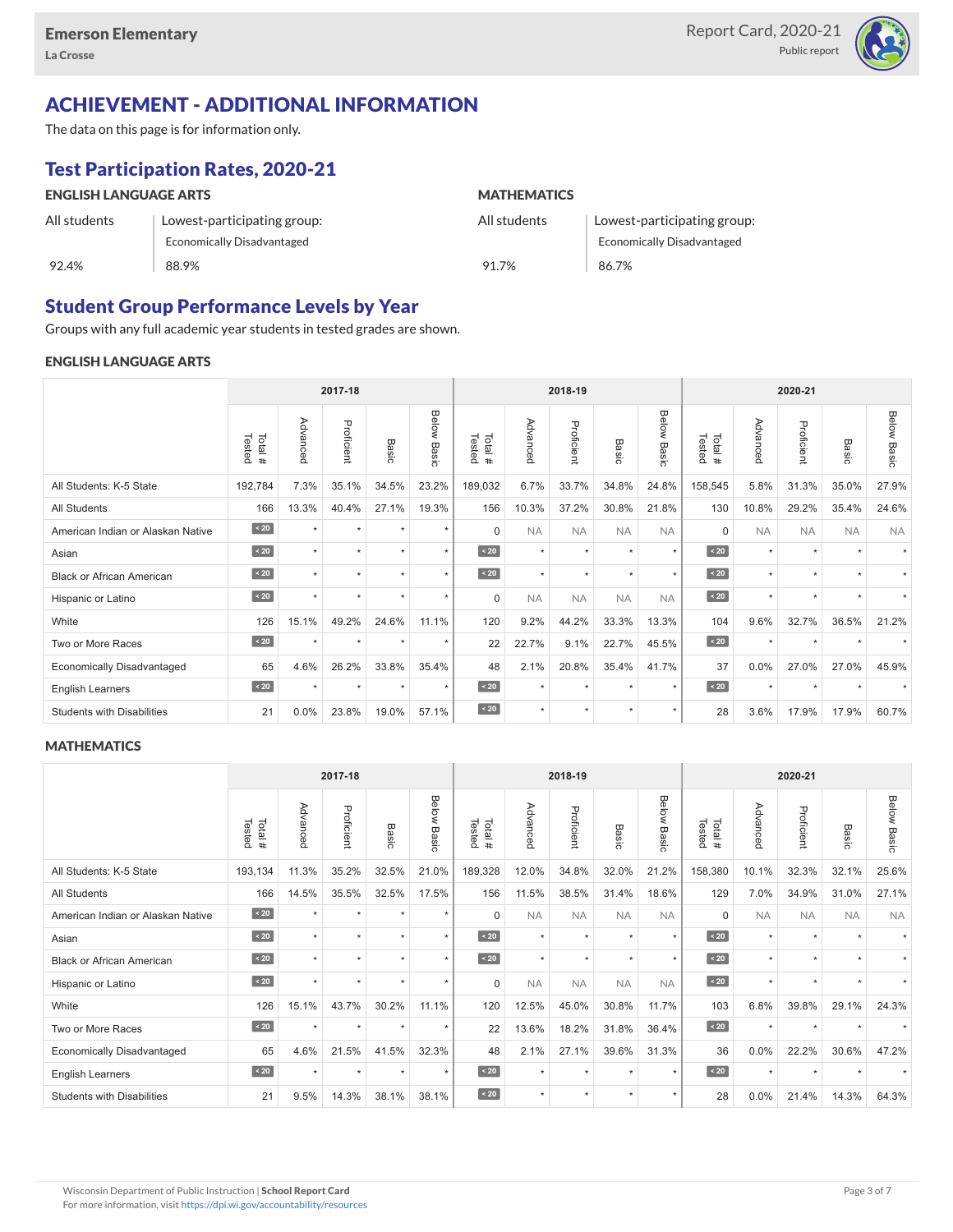Emerson Elementary
La Crosse

Report Card, 2020-21
Public report

# ACHIEVEMENT - ADDITIONAL INFORMATION

The data on this page is for information only.

## Test Participation Rates, 2020-21

### ENGLISH LANGUAGE ARTS

| All students | Lowest-participating group: Economically Disadvantaged |
|---|---|
| 92.4% | 88.9% |

### MATHEMATICS

| All students | Lowest-participating group: Economically Disadvantaged |
|---|---|
| 91.7% | 86.7% |

## Student Group Performance Levels by Year

Groups with any full academic year students in tested grades are shown.

### ENGLISH LANGUAGE ARTS

| | 2017-18 | | | | | 2018-19 | | | | | 2020-21 | | | | |
|---|---|---|---|---|---|---|---|---|---|---|---|---|---|---|---|
| | Total # Tested | Advanced | Proficient | Basic | Below Basic | Total # Tested | Advanced | Proficient | Basic | Below Basic | Total # Tested | Advanced | Proficient | Basic | Below Basic |
| All Students: K-5 State | 192,784 | 7.3% | 35.1% | 34.5% | 23.2% | 189,032 | 6.7% | 33.7% | 34.8% | 24.8% | 158,545 | 5.8% | 31.3% | 35.0% | 27.9% |
| All Students | 166 | 13.3% | 40.4% | 27.1% | 19.3% | 156 | 10.3% | 37.2% | 30.8% | 21.8% | 130 | 10.8% | 29.2% | 35.4% | 24.6% |
| American Indian or Alaskan Native | < 20 | * | * | * | * | 0 | NA | NA | NA | NA | 0 | NA | NA | NA | NA |
| Asian | < 20 | * | * | * | * | < 20 | * | * | * | * | < 20 | * | * | * | * |
| Black or African American | < 20 | * | * | * | * | < 20 | * | * | * | * | < 20 | * | * | * | * |
| Hispanic or Latino | < 20 | * | * | * | * | 0 | NA | NA | NA | NA | < 20 | * | * | * | * |
| White | 126 | 15.1% | 49.2% | 24.6% | 11.1% | 120 | 9.2% | 44.2% | 33.3% | 13.3% | 104 | 9.6% | 32.7% | 36.5% | 21.2% |
| Two or More Races | < 20 | * | * | * | * | 22 | 22.7% | 9.1% | 22.7% | 45.5% | < 20 | * | * | * | * |
| Economically Disadvantaged | 65 | 4.6% | 26.2% | 33.8% | 35.4% | 48 | 2.1% | 20.8% | 35.4% | 41.7% | 37 | 0.0% | 27.0% | 27.0% | 45.9% |
| English Learners | < 20 | * | * | * | * | < 20 | * | * | * | * | < 20 | * | * | * | * |
| Students with Disabilities | 21 | 0.0% | 23.8% | 19.0% | 57.1% | < 20 | * | * | * | * | 28 | 3.6% | 17.9% | 17.9% | 60.7% |

### MATHEMATICS

| | 2017-18 | | | | | 2018-19 | | | | | 2020-21 | | | | |
|---|---|---|---|---|---|---|---|---|---|---|---|---|---|---|---|
| | Total # Tested | Advanced | Proficient | Basic | Below Basic | Total # Tested | Advanced | Proficient | Basic | Below Basic | Total # Tested | Advanced | Proficient | Basic | Below Basic |
| All Students: K-5 State | 193,134 | 11.3% | 35.2% | 32.5% | 21.0% | 189,328 | 12.0% | 34.8% | 32.0% | 21.2% | 158,380 | 10.1% | 32.3% | 32.1% | 25.6% |
| All Students | 166 | 14.5% | 35.5% | 32.5% | 17.5% | 156 | 11.5% | 38.5% | 31.4% | 18.6% | 129 | 7.0% | 34.9% | 31.0% | 27.1% |
| American Indian or Alaskan Native | < 20 | * | * | * | * | 0 | NA | NA | NA | NA | 0 | NA | NA | NA | NA |
| Asian | < 20 | * | * | * | * | < 20 | * | * | * | * | < 20 | * | * | * | * |
| Black or African American | < 20 | * | * | * | * | < 20 | * | * | * | * | < 20 | * | * | * | * |
| Hispanic or Latino | < 20 | * | * | * | * | 0 | NA | NA | NA | NA | < 20 | * | * | * | * |
| White | 126 | 15.1% | 43.7% | 30.2% | 11.1% | 120 | 12.5% | 45.0% | 30.8% | 11.7% | 103 | 6.8% | 39.8% | 29.1% | 24.3% |
| Two or More Races | < 20 | * | * | * | * | 22 | 13.6% | 18.2% | 31.8% | 36.4% | < 20 | * | * | * | * |
| Economically Disadvantaged | 65 | 4.6% | 21.5% | 41.5% | 32.3% | 48 | 2.1% | 27.1% | 39.6% | 31.3% | 36 | 0.0% | 22.2% | 30.6% | 47.2% |
| English Learners | < 20 | * | * | * | * | < 20 | * | * | * | * | < 20 | * | * | * | * |
| Students with Disabilities | 21 | 9.5% | 14.3% | 38.1% | 38.1% | < 20 | * | * | * | * | 28 | 0.0% | 21.4% | 14.3% | 64.3% |

Wisconsin Department of Public Instruction | **School Report Card**
For more information, visit https://dpi.wi.gov/accountability/resources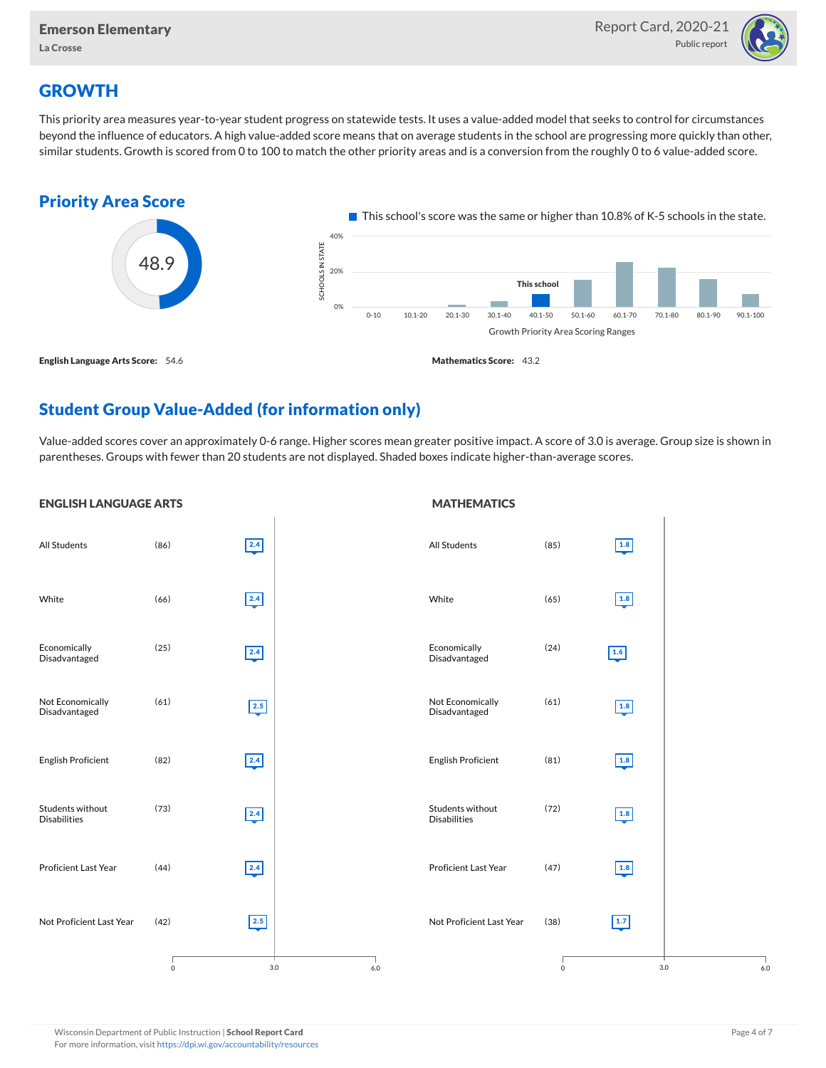## GROWTH

This priority area measures year-to-year student progress on statewide tests. It uses a value-added model that seeks to control for circumstances beyond the influence of educators. A high value-added score means that on average students in the school are progressing more quickly than other, similar students. Growth is scored from 0 to 100 to match the other priority areas and is a conversion from the roughly 0 to 6 value-added score.

### Priority Area Score

48.9

This school's score was the same or higher than 10.8% of K-5 schools in the state.

Growth Priority Area Scoring Ranges: 0-10, 10.1-20, 20.1-30, 30.1-40, 40.1-50 (This school), 50.1-60, 60.1-70, 70.1-80, 80.1-90, 90.1-100

**English Language Arts Score:** 54.6

**Mathematics Score:** 43.2

### Student Group Value-Added (for information only)

Value-added scores cover an approximately 0-6 range. Higher scores mean greater positive impact. A score of 3.0 is average. Group size is shown in parentheses. Groups with fewer than 20 students are not displayed. Shaded boxes indicate higher-than-average scores.

#### ENGLISH LANGUAGE ARTS

| Group | Size | Value-Added |
|---|---|---|
| All Students | (86) | 2.4 |
| White | (66) | 2.4 |
| Economically Disadvantaged | (25) | 2.4 |
| Not Economically Disadvantaged | (61) | 2.5 |
| English Proficient | (82) | 2.4 |
| Students without Disabilities | (73) | 2.4 |
| Proficient Last Year | (44) | 2.4 |
| Not Proficient Last Year | (42) | 2.5 |

#### MATHEMATICS

| Group | Size | Value-Added |
|---|---|---|
| All Students | (85) | 1.8 |
| White | (65) | 1.8 |
| Economically Disadvantaged | (24) | 1.6 |
| Not Economically Disadvantaged | (61) | 1.8 |
| English Proficient | (81) | 1.8 |
| Students without Disabilities | (72) | 1.8 |
| Proficient Last Year | (47) | 1.8 |
| Not Proficient Last Year | (38) | 1.7 |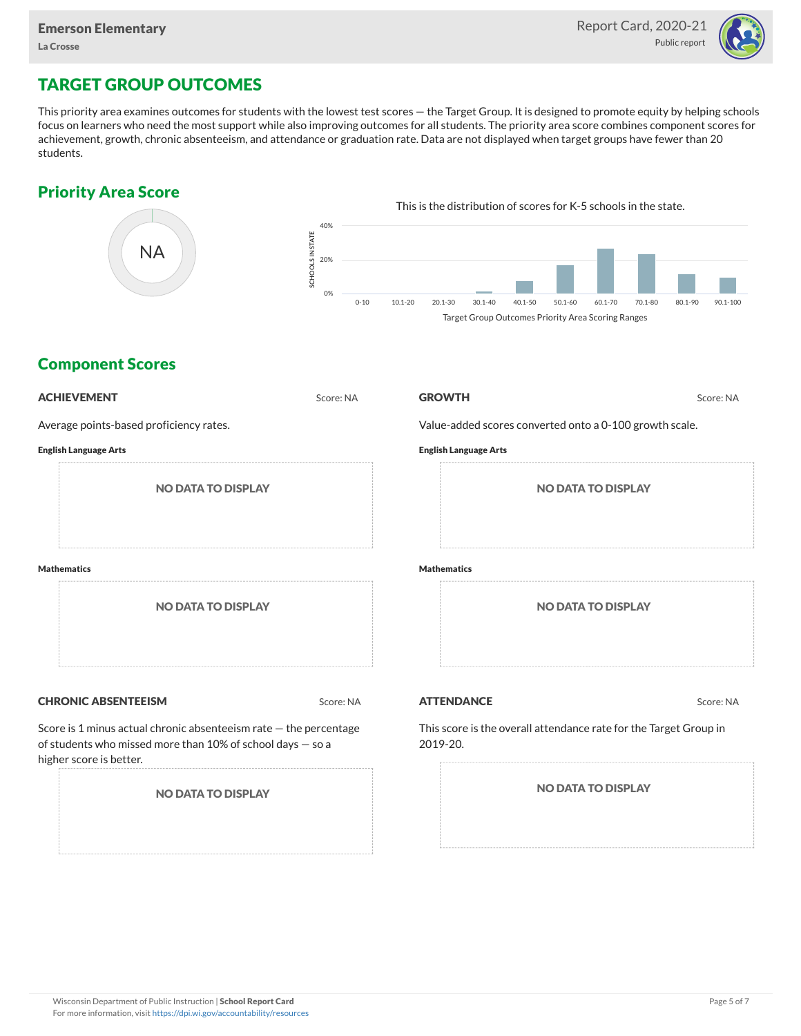# TARGET GROUP OUTCOMES

This priority area examines outcomes for students with the lowest test scores — the Target Group. It is designed to promote equity by helping schools focus on learners who need the most support while also improving outcomes for all students. The priority area score combines component scores for achievement, growth, chronic absenteeism, and attendance or graduation rate. Data are not displayed when target groups have fewer than 20 students.

## Priority Area Score

NA

This is the distribution of scores for K-5 schools in the state.

SCHOOLS IN STATE: 0%, 20%, 40%

0-10, 10.1-20, 20.1-30, 30.1-40, 40.1-50, 50.1-60, 60.1-70, 70.1-80, 80.1-90, 90.1-100

Target Group Outcomes Priority Area Scoring Ranges

## Component Scores

### ACHIEVEMENT

Score: NA

Average points-based proficiency rates.

**English Language Arts**

NO DATA TO DISPLAY

**Mathematics**

NO DATA TO DISPLAY

### GROWTH

Score: NA

Value-added scores converted onto a 0-100 growth scale.

**English Language Arts**

NO DATA TO DISPLAY

**Mathematics**

NO DATA TO DISPLAY

### CHRONIC ABSENTEEISM

Score: NA

Score is 1 minus actual chronic absenteeism rate — the percentage of students who missed more than 10% of school days — so a higher score is better.

NO DATA TO DISPLAY

### ATTENDANCE

Score: NA

This score is the overall attendance rate for the Target Group in 2019-20.

NO DATA TO DISPLAY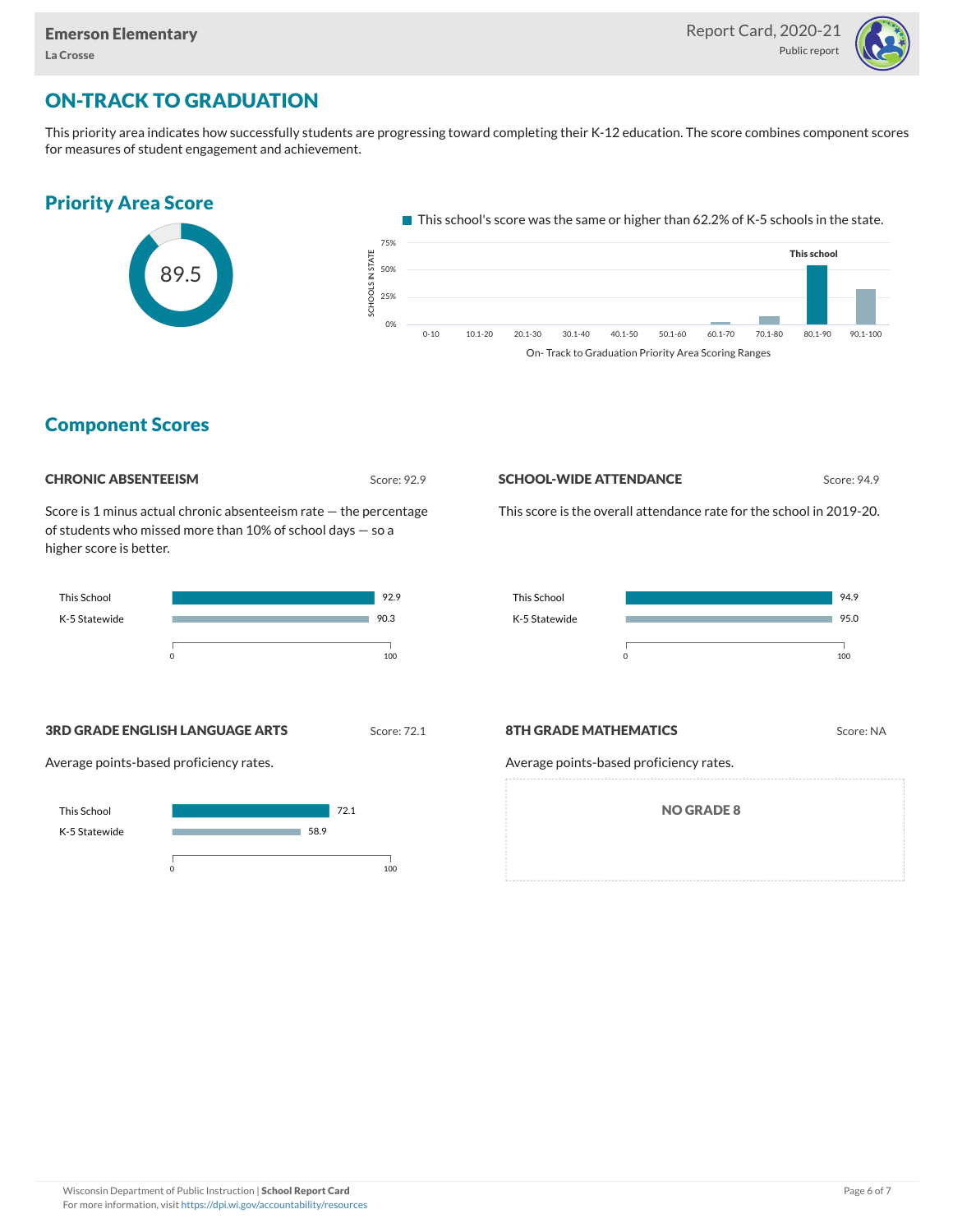Emerson Elementary
La Crosse

Report Card, 2020-21
Public report

## ON-TRACK TO GRADUATION

This priority area indicates how successfully students are progressing toward completing their K-12 education. The score combines component scores for measures of student engagement and achievement.

### Priority Area Score

89.5

This school's score was the same or higher than 62.2% of K-5 schools in the state.

On- Track to Graduation Priority Area Scoring Ranges

### Component Scores

#### CHRONIC ABSENTEEISM

Score: 92.9

Score is 1 minus actual chronic absenteeism rate — the percentage of students who missed more than 10% of school days — so a higher score is better.

| | Score |
|---|---|
| This School | 92.9 |
| K-5 Statewide | 90.3 |

#### SCHOOL-WIDE ATTENDANCE

Score: 94.9

This score is the overall attendance rate for the school in 2019-20.

| | Score |
|---|---|
| This School | 94.9 |
| K-5 Statewide | 95.0 |

#### 3RD GRADE ENGLISH LANGUAGE ARTS

Score: 72.1

Average points-based proficiency rates.

| | Score |
|---|---|
| This School | 72.1 |
| K-5 Statewide | 58.9 |

#### 8TH GRADE MATHEMATICS

Score: NA

Average points-based proficiency rates.

NO GRADE 8

Wisconsin Department of Public Instruction | **School Report Card**
For more information, visit https://dpi.wi.gov/accountability/resources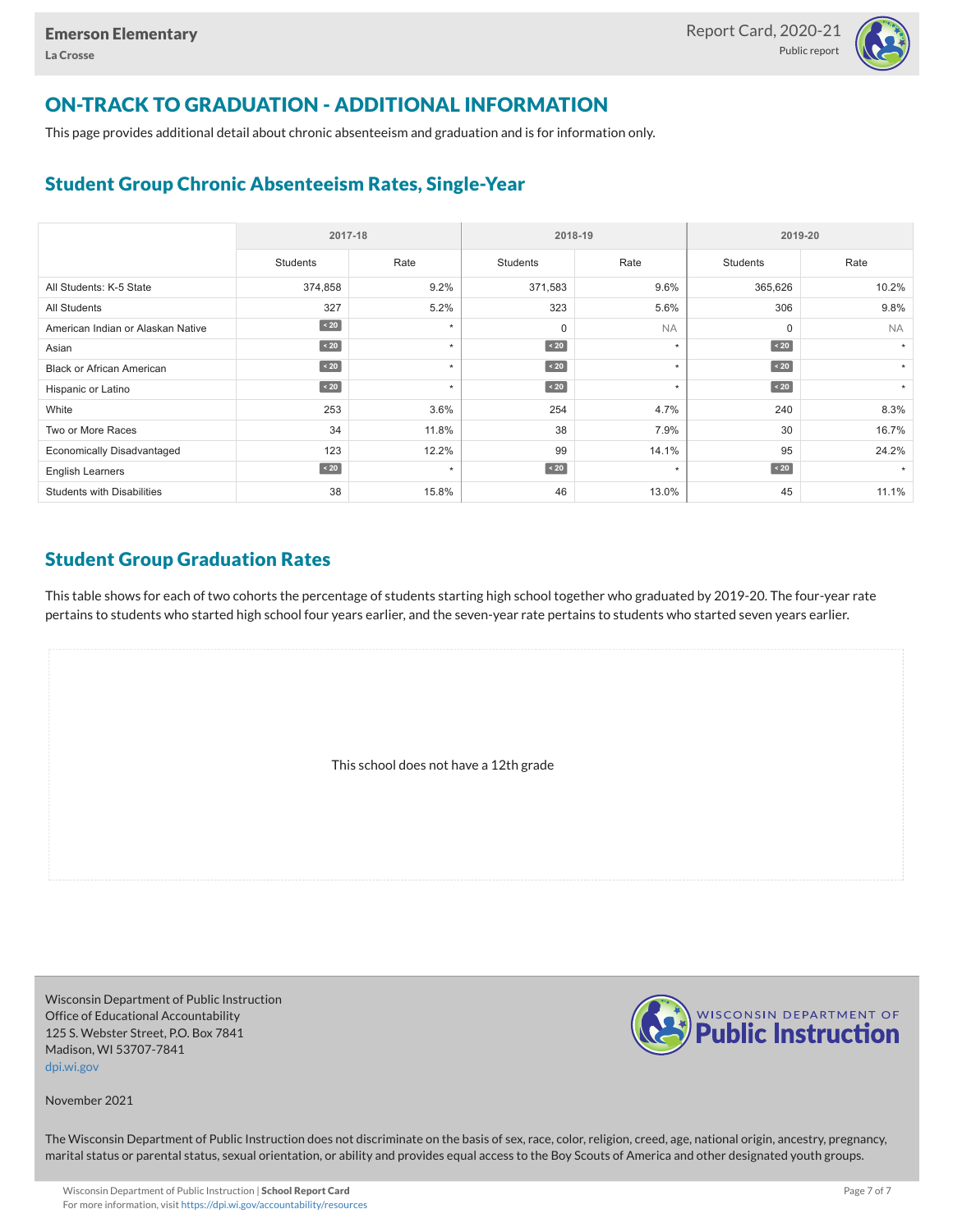Emerson Elementary
La Crosse

Report Card, 2020-21
Public report

## ON-TRACK TO GRADUATION - ADDITIONAL INFORMATION

This page provides additional detail about chronic absenteeism and graduation and is for information only.

### Student Group Chronic Absenteeism Rates, Single-Year

| | 2017-18 | | 2018-19 | | 2019-20 | |
|---|---|---|---|---|---|---|
| | Students | Rate | Students | Rate | Students | Rate |
| All Students: K-5 State | 374,858 | 9.2% | 371,583 | 9.6% | 365,626 | 10.2% |
| All Students | 327 | 5.2% | 323 | 5.6% | 306 | 9.8% |
| American Indian or Alaskan Native | < 20 | * | 0 | NA | 0 | NA |
| Asian | < 20 | * | < 20 | * | < 20 | * |
| Black or African American | < 20 | * | < 20 | * | < 20 | * |
| Hispanic or Latino | < 20 | * | < 20 | * | < 20 | * |
| White | 253 | 3.6% | 254 | 4.7% | 240 | 8.3% |
| Two or More Races | 34 | 11.8% | 38 | 7.9% | 30 | 16.7% |
| Economically Disadvantaged | 123 | 12.2% | 99 | 14.1% | 95 | 24.2% |
| English Learners | < 20 | * | < 20 | * | < 20 | * |
| Students with Disabilities | 38 | 15.8% | 46 | 13.0% | 45 | 11.1% |

### Student Group Graduation Rates

This table shows for each of two cohorts the percentage of students starting high school together who graduated by 2019-20. The four-year rate pertains to students who started high school four years earlier, and the seven-year rate pertains to students who started seven years earlier.

This school does not have a 12th grade

Wisconsin Department of Public Instruction
Office of Educational Accountability
125 S. Webster Street, P.O. Box 7841
Madison, WI 53707-7841
dpi.wi.gov

November 2021

The Wisconsin Department of Public Instruction does not discriminate on the basis of sex, race, color, religion, creed, age, national origin, ancestry, pregnancy, marital status or parental status, sexual orientation, or ability and provides equal access to the Boy Scouts of America and other designated youth groups.